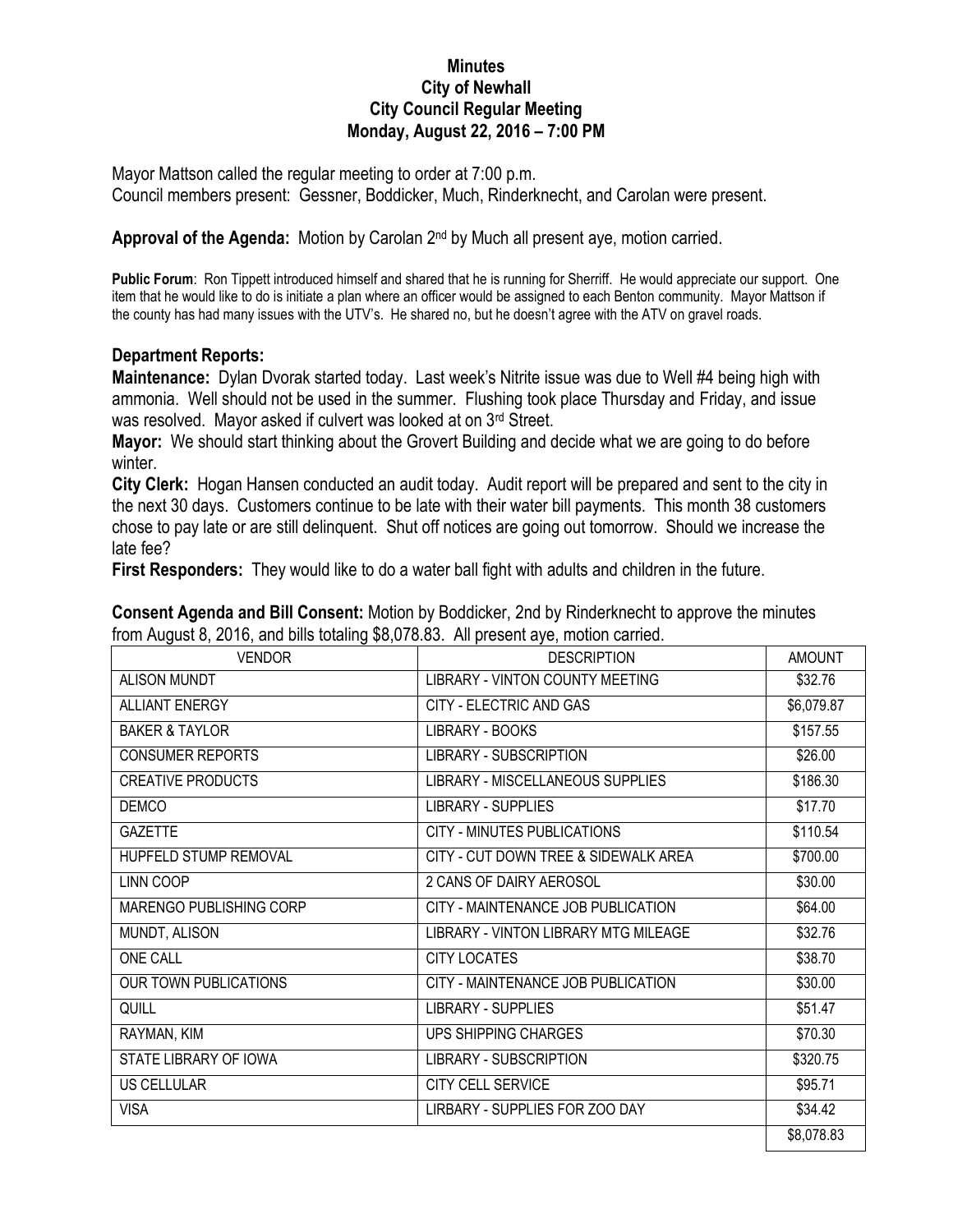**Minutes**
**City of Newhall**
**City Council Regular Meeting**
**Monday, August 22, 2016 – 7:00 PM**

Mayor Mattson called the regular meeting to order at 7:00 p.m.
Council members present: Gessner, Boddicker, Much, Rinderknecht, and Carolan were present.

**Approval of the Agenda:** Motion by Carolan 2nd by Much all present aye, motion carried.

**Public Forum**: Ron Tippett introduced himself and shared that he is running for Sherriff. He would appreciate our support. One item that he would like to do is initiate a plan where an officer would be assigned to each Benton community. Mayor Mattson if the county has had many issues with the UTV's. He shared no, but he doesn't agree with the ATV on gravel roads.

## Department Reports:

**Maintenance:** Dylan Dvorak started today. Last week's Nitrite issue was due to Well #4 being high with ammonia. Well should not be used in the summer. Flushing took place Thursday and Friday, and issue was resolved. Mayor asked if culvert was looked at on 3rd Street.

**Mayor:** We should start thinking about the Grovert Building and decide what we are going to do before winter.

**City Clerk:** Hogan Hansen conducted an audit today. Audit report will be prepared and sent to the city in the next 30 days. Customers continue to be late with their water bill payments. This month 38 customers chose to pay late or are still delinquent. Shut off notices are going out tomorrow. Should we increase the late fee?

**First Responders:** They would like to do a water ball fight with adults and children in the future.

**Consent Agenda and Bill Consent:** Motion by Boddicker, 2nd by Rinderknecht to approve the minutes from August 8, 2016, and bills totaling $8,078.83. All present aye, motion carried.

| VENDOR | DESCRIPTION | AMOUNT |
|---|---|---|
| ALISON MUNDT | LIBRARY - VINTON COUNTY MEETING | $32.76 |
| ALLIANT ENERGY | CITY - ELECTRIC AND GAS | $6,079.87 |
| BAKER & TAYLOR | LIBRARY - BOOKS | $157.55 |
| CONSUMER REPORTS | LIBRARY - SUBSCRIPTION | $26.00 |
| CREATIVE PRODUCTS | LIBRARY - MISCELLANEOUS SUPPLIES | $186.30 |
| DEMCO | LIBRARY - SUPPLIES | $17.70 |
| GAZETTE | CITY - MINUTES PUBLICATIONS | $110.54 |
| HUPFELD STUMP REMOVAL | CITY - CUT DOWN TREE & SIDEWALK AREA | $700.00 |
| LINN COOP | 2 CANS OF DAIRY AEROSOL | $30.00 |
| MARENGO PUBLISHING CORP | CITY - MAINTENANCE JOB PUBLICATION | $64.00 |
| MUNDT, ALISON | LIBRARY - VINTON LIBRARY MTG MILEAGE | $32.76 |
| ONE CALL | CITY LOCATES | $38.70 |
| OUR TOWN PUBLICATIONS | CITY - MAINTENANCE JOB PUBLICATION | $30.00 |
| QUILL | LIBRARY - SUPPLIES | $51.47 |
| RAYMAN, KIM | UPS SHIPPING CHARGES | $70.30 |
| STATE LIBRARY OF IOWA | LIBRARY - SUBSCRIPTION | $320.75 |
| US CELLULAR | CITY CELL SERVICE | $95.71 |
| VISA | LIRBARY - SUPPLIES FOR ZOO DAY | $34.42 |
| | | $8,078.83 |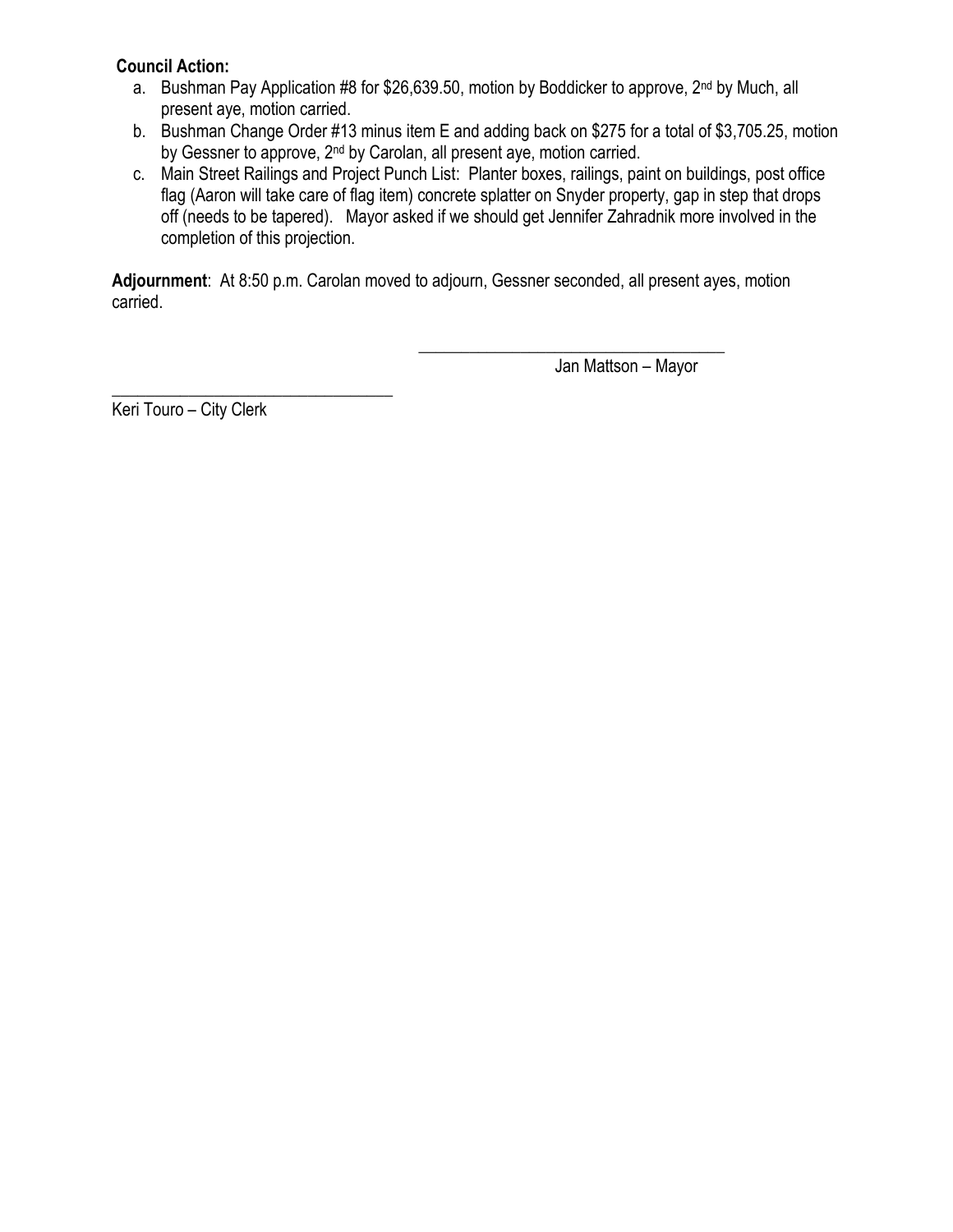**Council Action:**

a. Bushman Pay Application #8 for $26,639.50, motion by Boddicker to approve, 2nd by Much, all present aye, motion carried.
b. Bushman Change Order #13 minus item E and adding back on $275 for a total of $3,705.25, motion by Gessner to approve, 2nd by Carolan, all present aye, motion carried.
c. Main Street Railings and Project Punch List: Planter boxes, railings, paint on buildings, post office flag (Aaron will take care of flag item) concrete splatter on Snyder property, gap in step that drops off (needs to be tapered). Mayor asked if we should get Jennifer Zahradnik more involved in the completion of this projection.

**Adjournment**: At 8:50 p.m. Carolan moved to adjourn, Gessner seconded, all present ayes, motion carried.

\_\_\_\_\_\_\_\_\_\_\_\_\_\_\_\_\_\_\_\_\_\_\_\_\_\_\_\_\_\_\_\_\_\_\_\_

Jan Mattson – Mayor

\_\_\_\_\_\_\_\_\_\_\_\_\_\_\_\_\_\_\_\_\_\_\_\_\_\_\_\_\_\_\_\_\_\_\_\_

Keri Touro – City Clerk